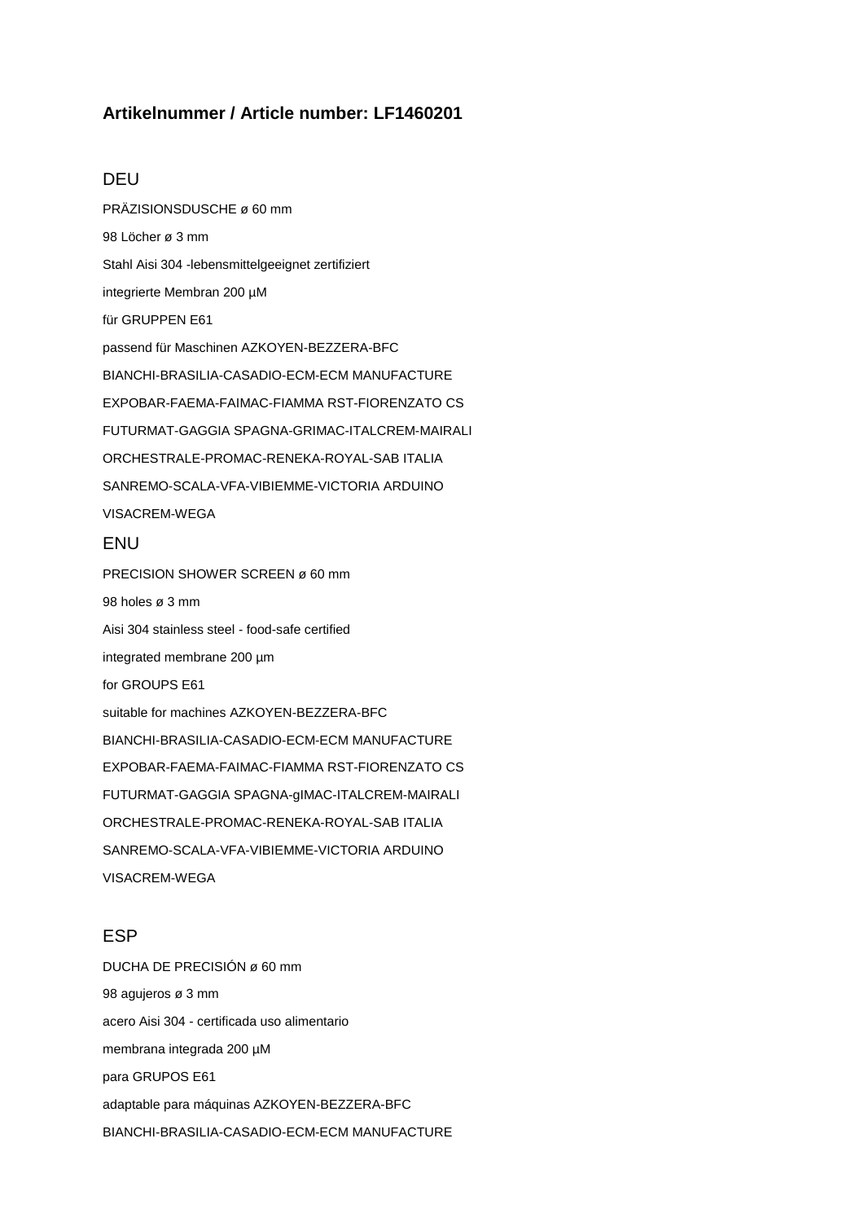**Artikelnummer / Article number: LF1460201**

## DEU

PRÄZISIONSDUSCHE ø 60 mm

98 Löcher ø 3 mm

Stahl Aisi 304 -lebensmittelgeeignet zertifiziert

integrierte Membran 200 µM

für GRUPPEN E61

passend für Maschinen AZKOYEN-BEZZERA-BFC

BIANCHI-BRASILIA-CASADIO-ECM-ECM MANUFACTURE

EXPOBAR-FAEMA-FAIMAC-FIAMMA RST-FIORENZATO CS

FUTURMAT-GAGGIA SPAGNA-GRIMAC-ITALCREM-MAIRALI

ORCHESTRALE-PROMAC-RENEKA-ROYAL-SAB ITALIA

SANREMO-SCALA-VFA-VIBIEMME-VICTORIA ARDUINO

VISACREM-WEGA

## ENU

PRECISION SHOWER SCREEN ø 60 mm

98 holes ø 3 mm

Aisi 304 stainless steel - food-safe certified

integrated membrane 200 µm

for GROUPS E61

suitable for machines AZKOYEN-BEZZERA-BFC

BIANCHI-BRASILIA-CASADIO-ECM-ECM MANUFACTURE

EXPOBAR-FAEMA-FAIMAC-FIAMMA RST-FIORENZATO CS

FUTURMAT-GAGGIA SPAGNA-gIMAC-ITALCREM-MAIRALI

ORCHESTRALE-PROMAC-RENEKA-ROYAL-SAB ITALIA

SANREMO-SCALA-VFA-VIBIEMME-VICTORIA ARDUINO

VISACREM-WEGA

## ESP

DUCHA DE PRECISIÓN ø 60 mm

98 agujeros ø 3 mm

acero Aisi 304 - certificada uso alimentario

membrana integrada 200 µM

para GRUPOS E61

adaptable para máquinas AZKOYEN-BEZZERA-BFC

BIANCHI-BRASILIA-CASADIO-ECM-ECM MANUFACTURE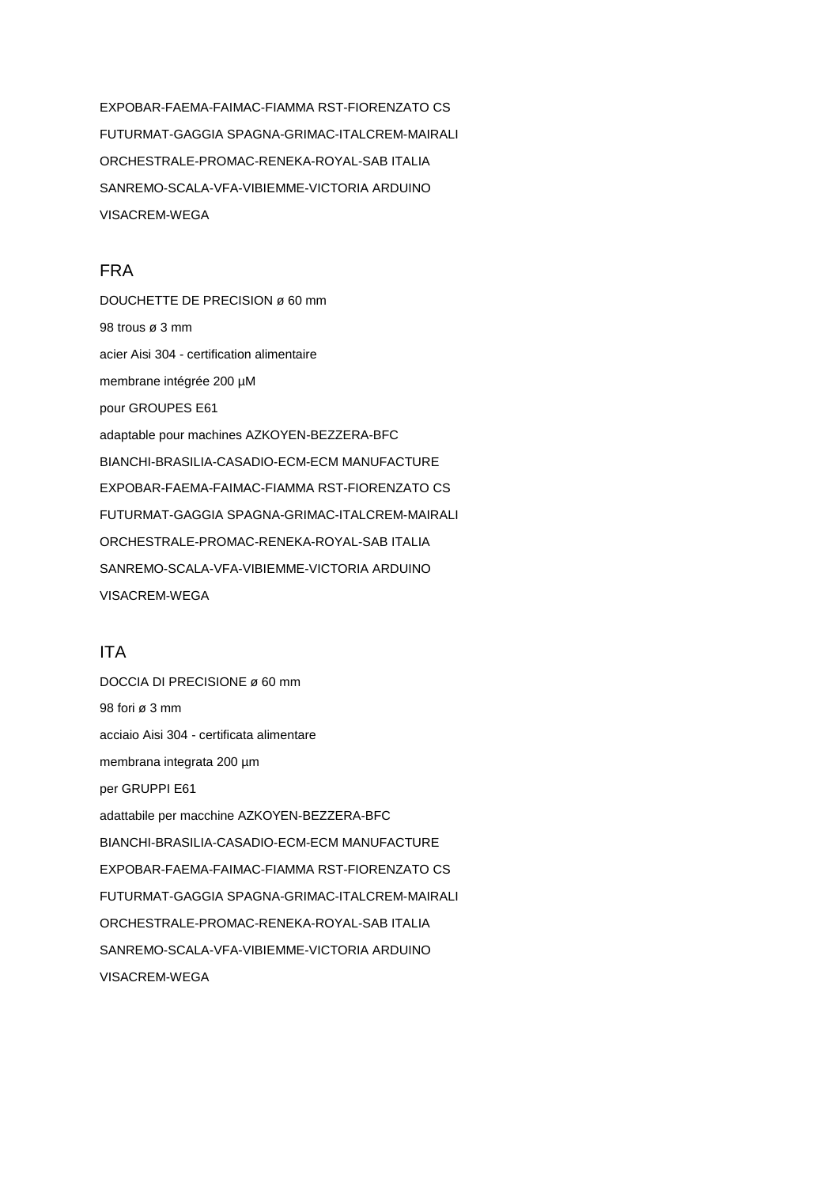EXPOBAR-FAEMA-FAIMAC-FIAMMA RST-FIORENZATO CS

FUTURMAT-GAGGIA SPAGNA-GRIMAC-ITALCREM-MAIRALI

ORCHESTRALE-PROMAC-RENEKA-ROYAL-SAB ITALIA

SANREMO-SCALA-VFA-VIBIEMME-VICTORIA ARDUINO

VISACREM-WEGA

## FRA

DOUCHETTE DE PRECISION ø 60 mm

98 trous ø 3 mm

acier Aisi 304 - certification alimentaire

membrane intégrée 200 µM

pour GROUPES E61

adaptable pour machines AZKOYEN-BEZZERA-BFC

BIANCHI-BRASILIA-CASADIO-ECM-ECM MANUFACTURE

EXPOBAR-FAEMA-FAIMAC-FIAMMA RST-FIORENZATO CS

FUTURMAT-GAGGIA SPAGNA-GRIMAC-ITALCREM-MAIRALI

ORCHESTRALE-PROMAC-RENEKA-ROYAL-SAB ITALIA

SANREMO-SCALA-VFA-VIBIEMME-VICTORIA ARDUINO

VISACREM-WEGA

## ITA

DOCCIA DI PRECISIONE ø 60 mm

98 fori ø 3 mm

acciaio Aisi 304 - certificata alimentare

membrana integrata 200 µm

per GRUPPI E61

adattabile per macchine AZKOYEN-BEZZERA-BFC

BIANCHI-BRASILIA-CASADIO-ECM-ECM MANUFACTURE

EXPOBAR-FAEMA-FAIMAC-FIAMMA RST-FIORENZATO CS

FUTURMAT-GAGGIA SPAGNA-GRIMAC-ITALCREM-MAIRALI

ORCHESTRALE-PROMAC-RENEKA-ROYAL-SAB ITALIA

SANREMO-SCALA-VFA-VIBIEMME-VICTORIA ARDUINO

VISACREM-WEGA